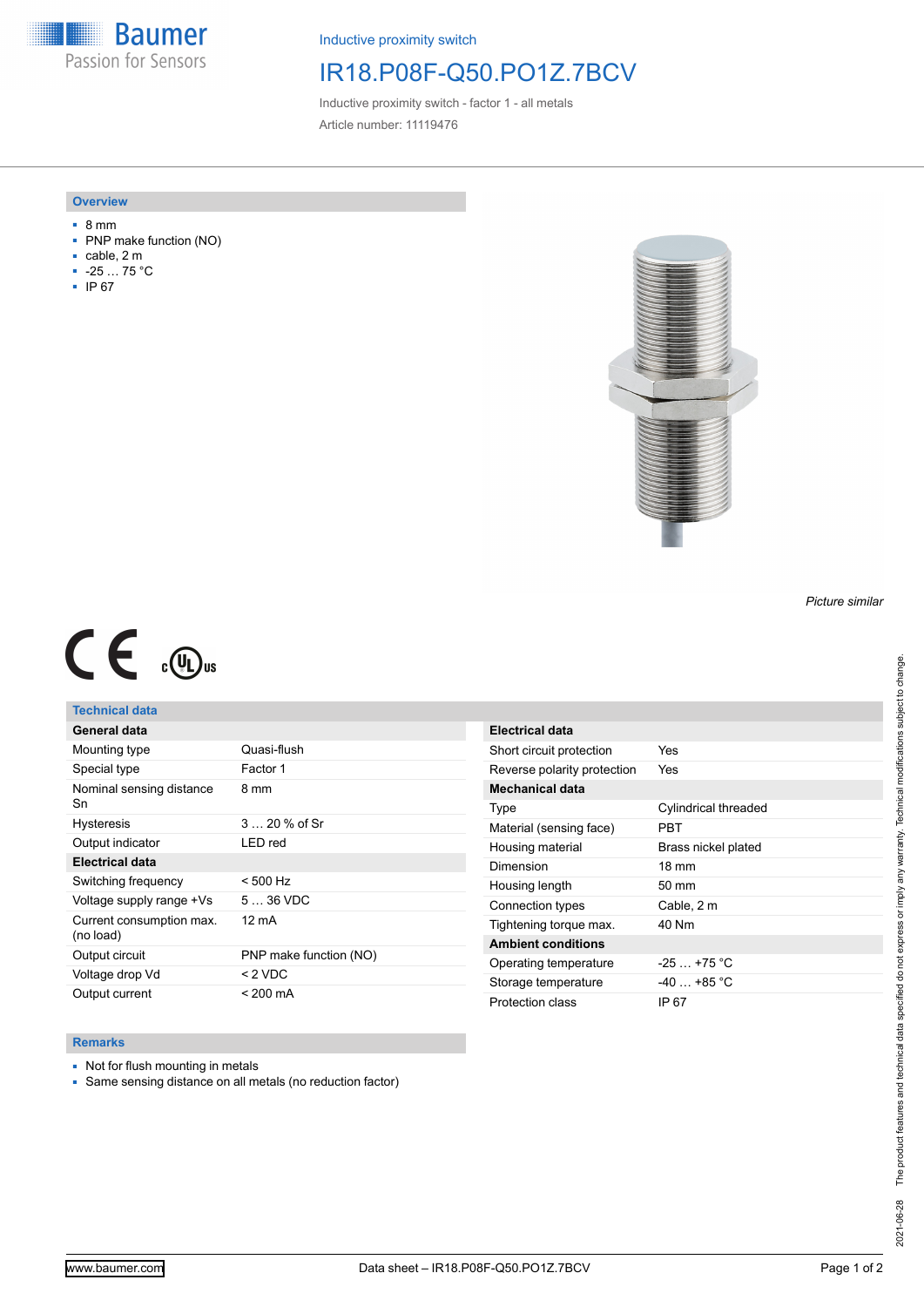Inductive proximity switch

# IR18.P08F-Q50.PO1Z.7BCV

Inductive proximity switch - factor 1 - all metals

Article number: 11119476

## Overview

- 8 mm
- PNP make function (NO)
- cable, 2 m
- -25 … 75 °C
- IP 67

*Picture similar*

## Technical data

| General data | |
|---|---|
| Mounting type | Quasi-flush |
| Special type | Factor 1 |
| Nominal sensing distance Sn | 8 mm |
| Hysteresis | 3 … 20 % of Sr |
| Output indicator | LED red |
| **Electrical data** | |
| Switching frequency | < 500 Hz |
| Voltage supply range +Vs | 5 … 36 VDC |
| Current consumption max. (no load) | 12 mA |
| Output circuit | PNP make function (NO) |
| Voltage drop Vd | < 2 VDC |
| Output current | < 200 mA |

| Electrical data | |
|---|---|
| Short circuit protection | Yes |
| Reverse polarity protection | Yes |
| **Mechanical data** | |
| Type | Cylindrical threaded |
| Material (sensing face) | PBT |
| Housing material | Brass nickel plated |
| Dimension | 18 mm |
| Housing length | 50 mm |
| Connection types | Cable, 2 m |
| Tightening torque max. | 40 Nm |
| **Ambient conditions** | |
| Operating temperature | -25 … +75 °C |
| Storage temperature | -40 … +85 °C |
| Protection class | IP 67 |

## Remarks

- Not for flush mounting in metals
- Same sensing distance on all metals (no reduction factor)

2021-06-28 The product features and technical data specified do not express or imply any warranty. Technical modifications subject to change.

www.baumer.com Data sheet – IR18.P08F-Q50.PO1Z.7BCV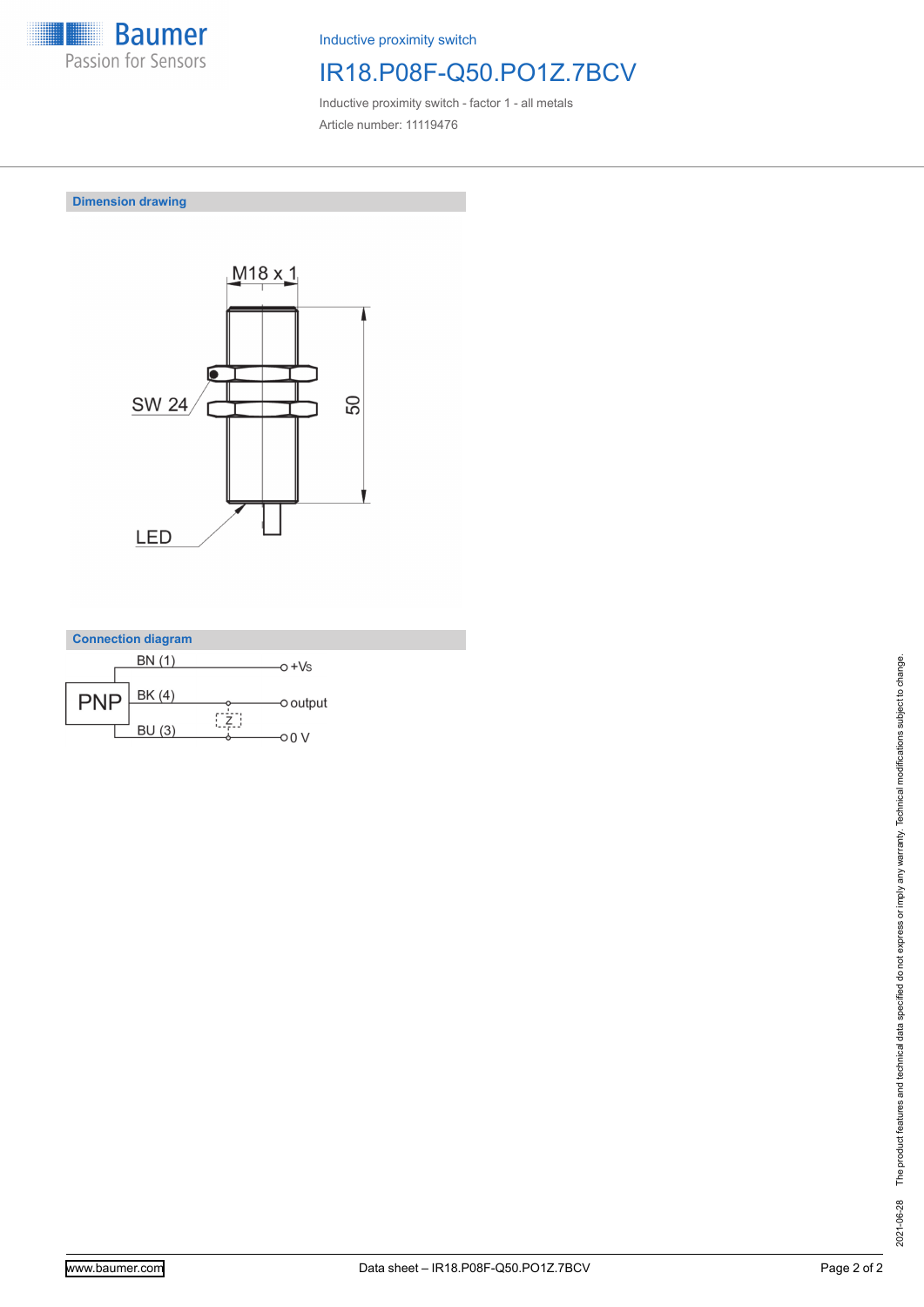Inductive proximity switch

# IR18.P08F-Q50.PO1Z.7BCV

Inductive proximity switch - factor 1 - all metals

Article number: 11119476

## Dimension drawing

M18 x 1

SW 24

50

LED

## Connection diagram

PNP

BN (1) +Vs

BK (4) output

Z

BU (3) 0 V

2021-06-28 The product features and technical data specified do not express or imply any warranty. Technical modifications subject to change.